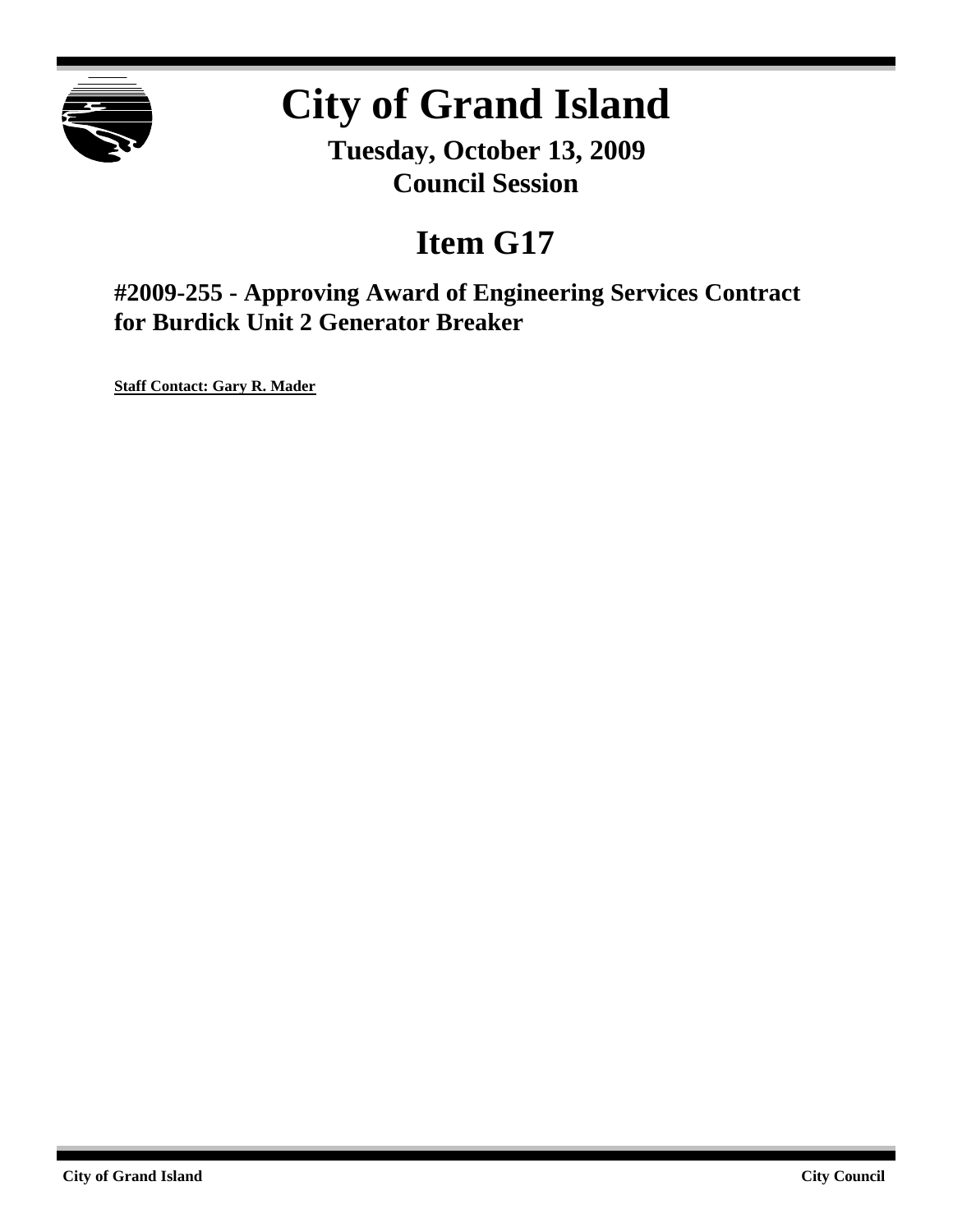# City of Grand Island

**Tuesday, October 13, 2009**
**Council Session**

## Item G17

### #2009-255 - Approving Award of Engineering Services Contract for Burdick Unit 2 Generator Breaker

**Staff Contact: Gary R. Mader**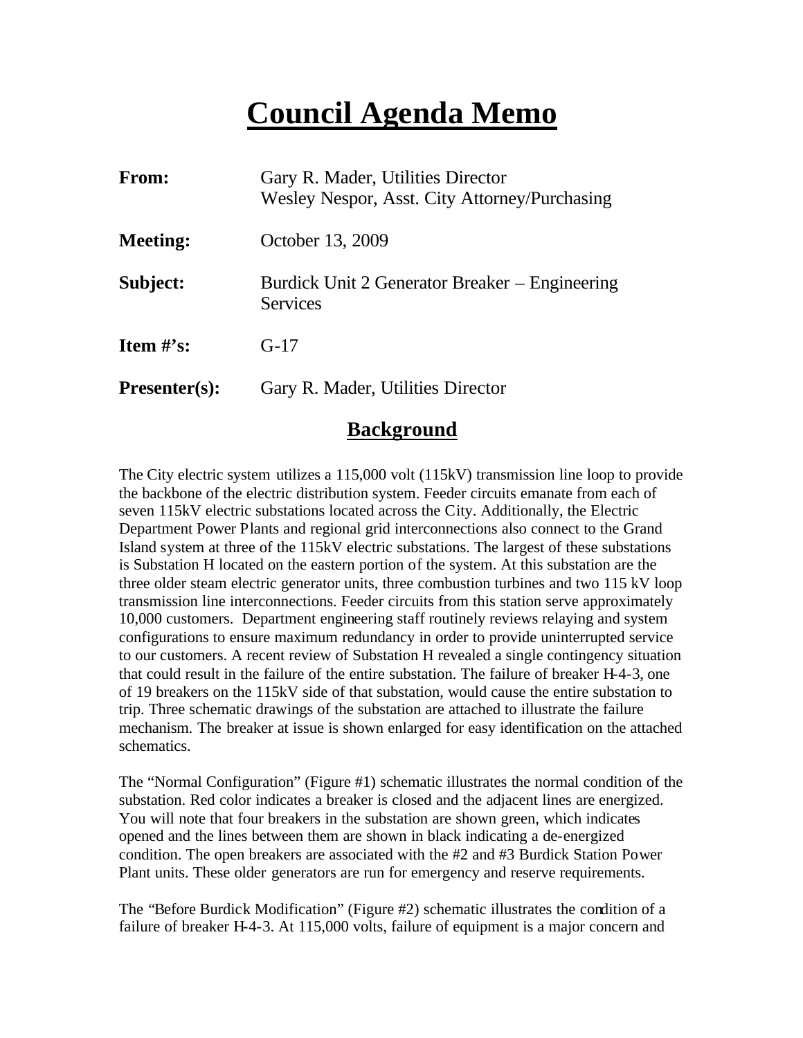# Council Agenda Memo

| | |
|---|---|
| **From:** | Gary R. Mader, Utilities Director<br>Wesley Nespor, Asst. City Attorney/Purchasing |
| **Meeting:** | October 13, 2009 |
| **Subject:** | Burdick Unit 2 Generator Breaker – Engineering Services |
| **Item #'s:** | G-17 |
| **Presenter(s):** | Gary R. Mader, Utilities Director |

## Background

The City electric system utilizes a 115,000 volt (115kV) transmission line loop to provide the backbone of the electric distribution system. Feeder circuits emanate from each of seven 115kV electric substations located across the City. Additionally, the Electric Department Power Plants and regional grid interconnections also connect to the Grand Island system at three of the 115kV electric substations. The largest of these substations is Substation H located on the eastern portion of the system. At this substation are the three older steam electric generator units, three combustion turbines and two 115 kV loop transmission line interconnections. Feeder circuits from this station serve approximately 10,000 customers. Department engineering staff routinely reviews relaying and system configurations to ensure maximum redundancy in order to provide uninterrupted service to our customers. A recent review of Substation H revealed a single contingency situation that could result in the failure of the entire substation. The failure of breaker H-4-3, one of 19 breakers on the 115kV side of that substation, would cause the entire substation to trip. Three schematic drawings of the substation are attached to illustrate the failure mechanism. The breaker at issue is shown enlarged for easy identification on the attached schematics.

The "Normal Configuration" (Figure #1) schematic illustrates the normal condition of the substation. Red color indicates a breaker is closed and the adjacent lines are energized. You will note that four breakers in the substation are shown green, which indicates opened and the lines between them are shown in black indicating a de-energized condition. The open breakers are associated with the #2 and #3 Burdick Station Power Plant units. These older generators are run for emergency and reserve requirements.

The "Before Burdick Modification" (Figure #2) schematic illustrates the condition of a failure of breaker H-4-3. At 115,000 volts, failure of equipment is a major concern and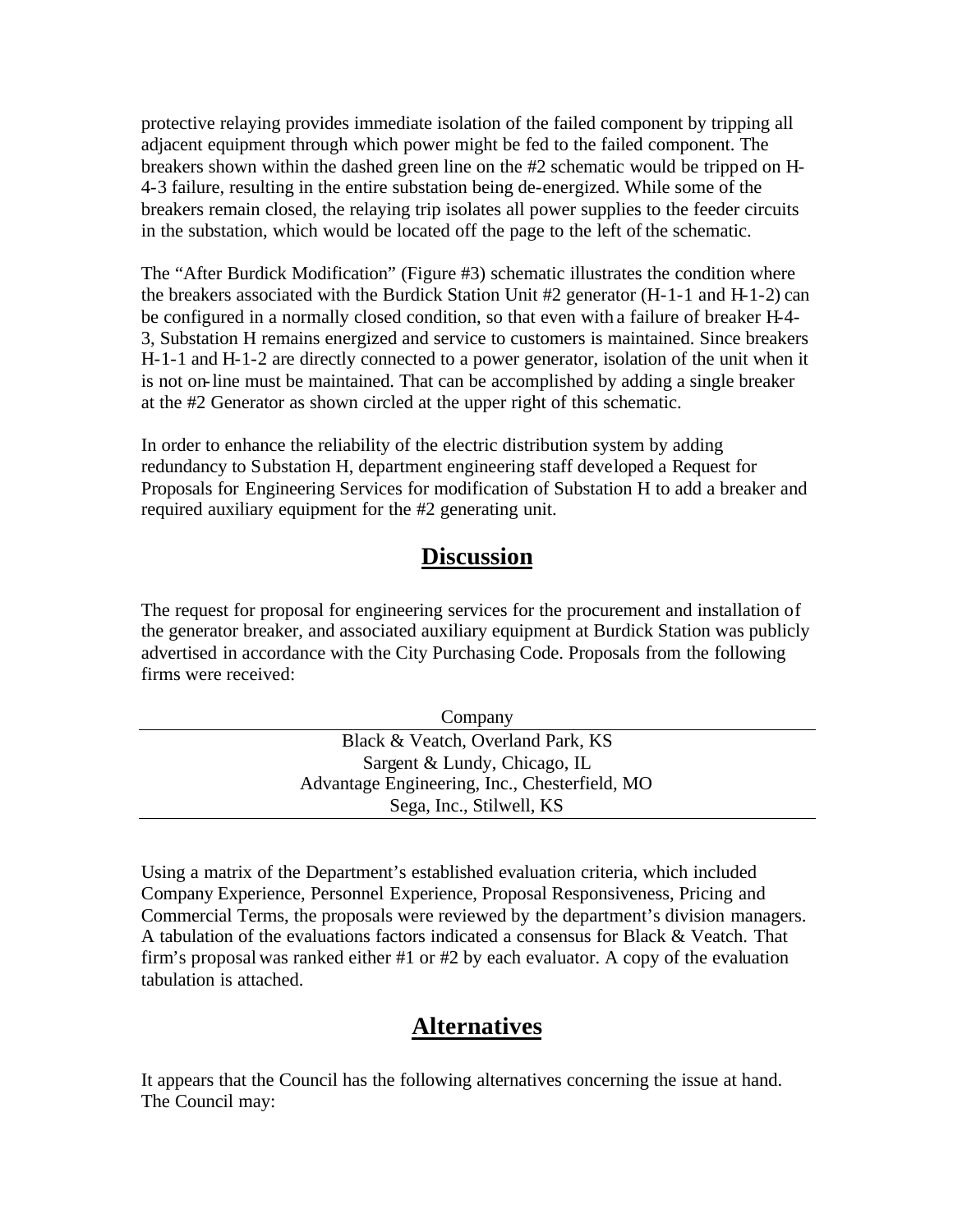protective relaying provides immediate isolation of the failed component by tripping all adjacent equipment through which power might be fed to the failed component. The breakers shown within the dashed green line on the #2 schematic would be tripped on H-4-3 failure, resulting in the entire substation being de-energized. While some of the breakers remain closed, the relaying trip isolates all power supplies to the feeder circuits in the substation, which would be located off the page to the left of the schematic.

The "After Burdick Modification" (Figure #3) schematic illustrates the condition where the breakers associated with the Burdick Station Unit #2 generator (H-1-1 and H-1-2) can be configured in a normally closed condition, so that even with a failure of breaker H-4-3, Substation H remains energized and service to customers is maintained. Since breakers H-1-1 and H-1-2 are directly connected to a power generator, isolation of the unit when it is not on-line must be maintained. That can be accomplished by adding a single breaker at the #2 Generator as shown circled at the upper right of this schematic.

In order to enhance the reliability of the electric distribution system by adding redundancy to Substation H, department engineering staff developed a Request for Proposals for Engineering Services for modification of Substation H to add a breaker and required auxiliary equipment for the #2 generating unit.

## Discussion

The request for proposal for engineering services for the procurement and installation of the generator breaker, and associated auxiliary equipment at Burdick Station was publicly advertised in accordance with the City Purchasing Code. Proposals from the following firms were received:

| Company |
|---|
| Black & Veatch, Overland Park, KS |
| Sargent & Lundy, Chicago, IL |
| Advantage Engineering, Inc., Chesterfield, MO |
| Sega, Inc., Stilwell, KS |

Using a matrix of the Department's established evaluation criteria, which included Company Experience, Personnel Experience, Proposal Responsiveness, Pricing and Commercial Terms, the proposals were reviewed by the department's division managers. A tabulation of the evaluations factors indicated a consensus for Black & Veatch. That firm's proposal was ranked either #1 or #2 by each evaluator. A copy of the evaluation tabulation is attached.

## Alternatives

It appears that the Council has the following alternatives concerning the issue at hand. The Council may: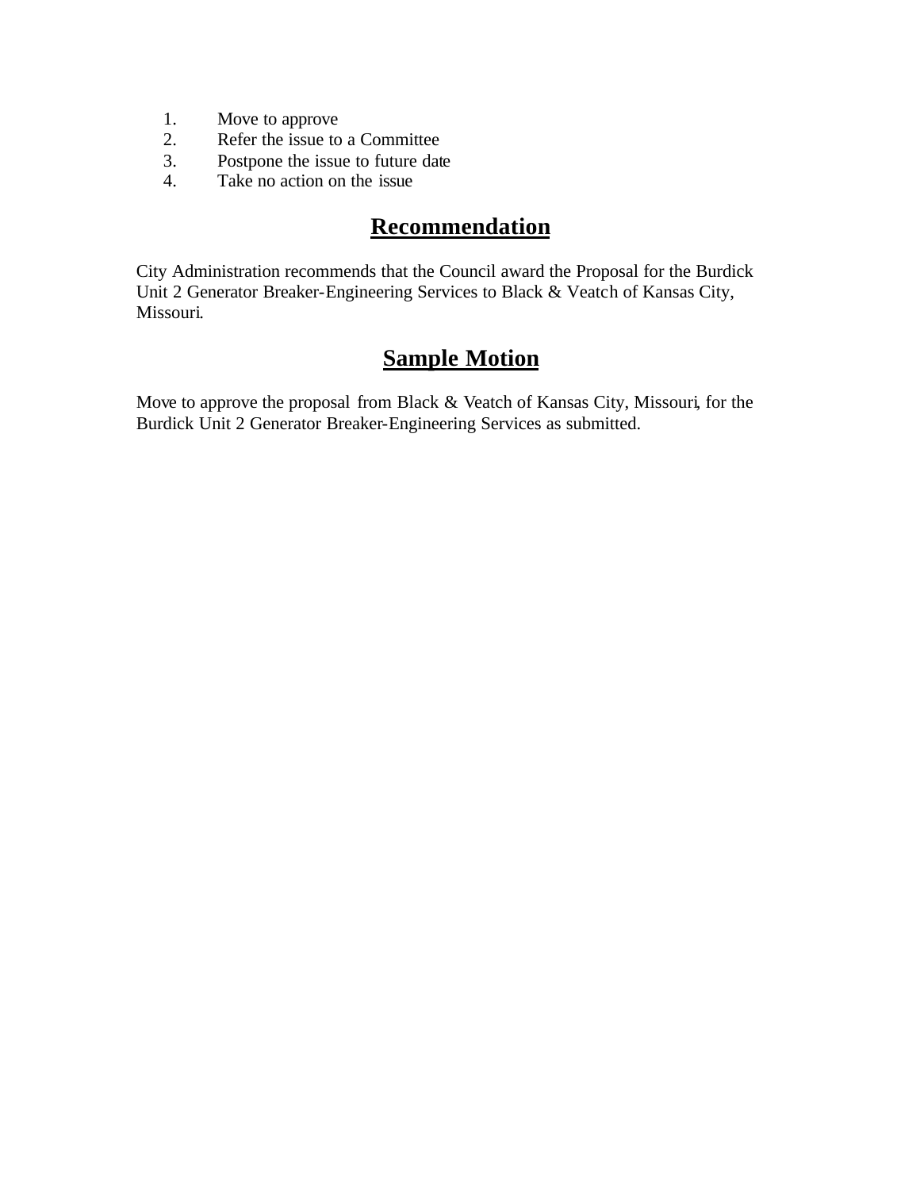1. Move to approve
2. Refer the issue to a Committee
3. Postpone the issue to future date
4. Take no action on the issue

## **Recommendation**

City Administration recommends that the Council award the Proposal for the Burdick Unit 2 Generator Breaker-Engineering Services to Black & Veatch of Kansas City, Missouri.

## **Sample Motion**

Move to approve the proposal from Black & Veatch of Kansas City, Missouri, for the Burdick Unit 2 Generator Breaker-Engineering Services as submitted.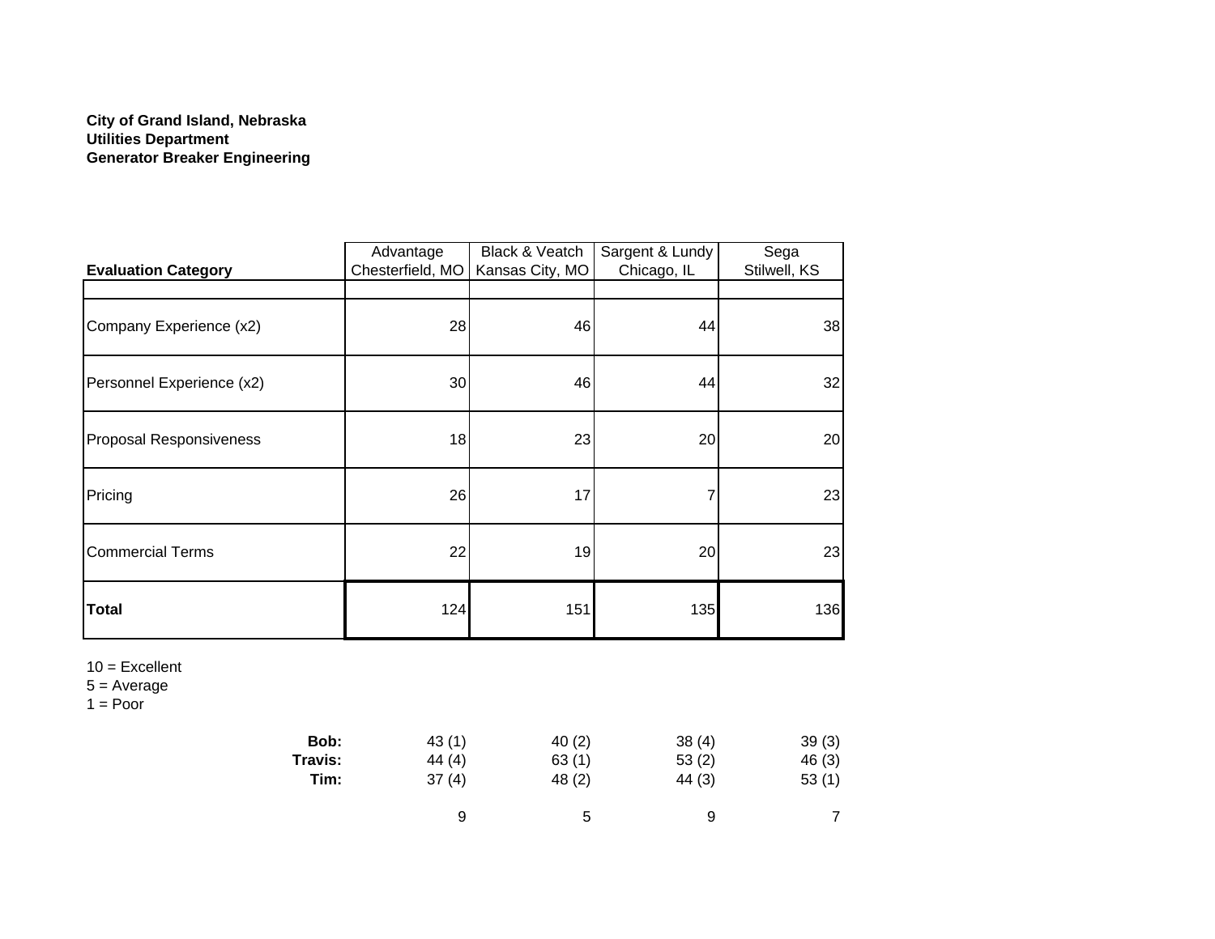**City of Grand Island, Nebraska**
**Utilities Department**
**Generator Breaker Engineering**

| **Evaluation Category** | Advantage Chesterfield, MO | Black & Veatch Kansas City, MO | Sargent & Lundy Chicago, IL | Sega Stilwell, KS |
|---|---|---|---|---|
| | | | | |
| Company Experience (x2) | 28 | 46 | 44 | 38 |
| Personnel Experience (x2) | 30 | 46 | 44 | 32 |
| Proposal Responsiveness | 18 | 23 | 20 | 20 |
| Pricing | 26 | 17 | 7 | 23 |
| Commercial Terms | 22 | 19 | 20 | 23 |
| **Total** | 124 | 151 | 135 | 136 |

10 = Excellent
5 = Average
1 = Poor

| | | | | |
|---|---|---|---|---|
| **Bob:** | 43 (1) | 40 (2) | 38 (4) | 39 (3) |
| **Travis:** | 44 (4) | 63 (1) | 53 (2) | 46 (3) |
| **Tim:** | 37 (4) | 48 (2) | 44 (3) | 53 (1) |
| | 9 | 5 | 9 | 7 |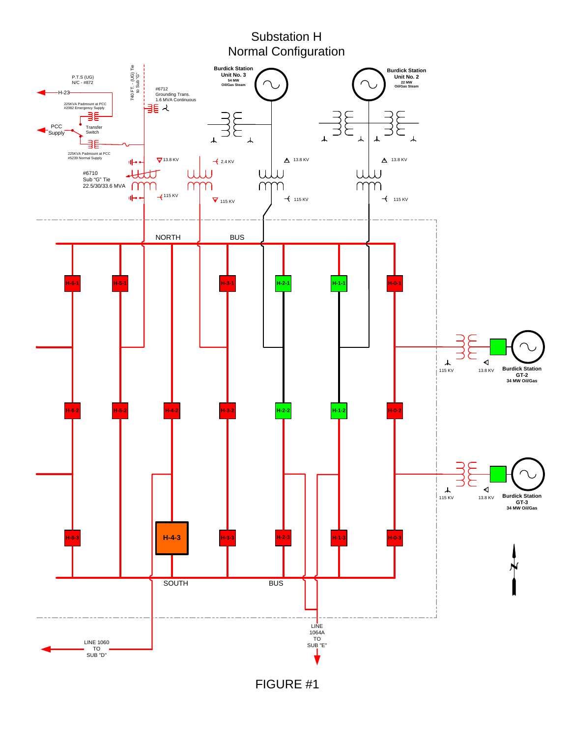# Substation H
## Normal Configuration

P.T.S (UG)
N/C - #872

H-23

225KVA Padmount at PCC
#2082 Emergency Supply

PCC
Supply

Transfer
Switch

225KVA Padmount at PCC
#5239 Normal Supply

740 FT. - (UG) Tie
to Sub "G"

#6712
Grounding Trans.
1.6 MVA Continuous

#6710
Sub "G" Tie
22.5/30/33.6 MVA

13.8 KV

2.4 KV

115 KV

115 KV

Burdick Station
Unit No. 3
54 MW
Oil/Gas Steam

13.8 KV

115 KV

Burdick Station
Unit No. 2
22 MW
Oil/Gas Steam

13.8 KV

115 KV

NORTH BUS

H-6-1 H-5-1 H-3-1 H-2-1 H-1-1 H-0-1

H-6-2 H-5-2 H-4-2 H-3-2 H-2-2 H-1-2 H-0-2

H-6-3 H-4-3 H-3-3 H-2-3 H-1-3 H-0-3

SOUTH BUS

115 KV

13.8 KV

Burdick Station
GT-2
34 MW Oil/Gas

115 KV

13.8 KV

Burdick Station
GT-3
34 MW Oil/Gas

LINE 1060
TO
SUB "D"

LINE
1064A
TO
SUB "E"

FIGURE #1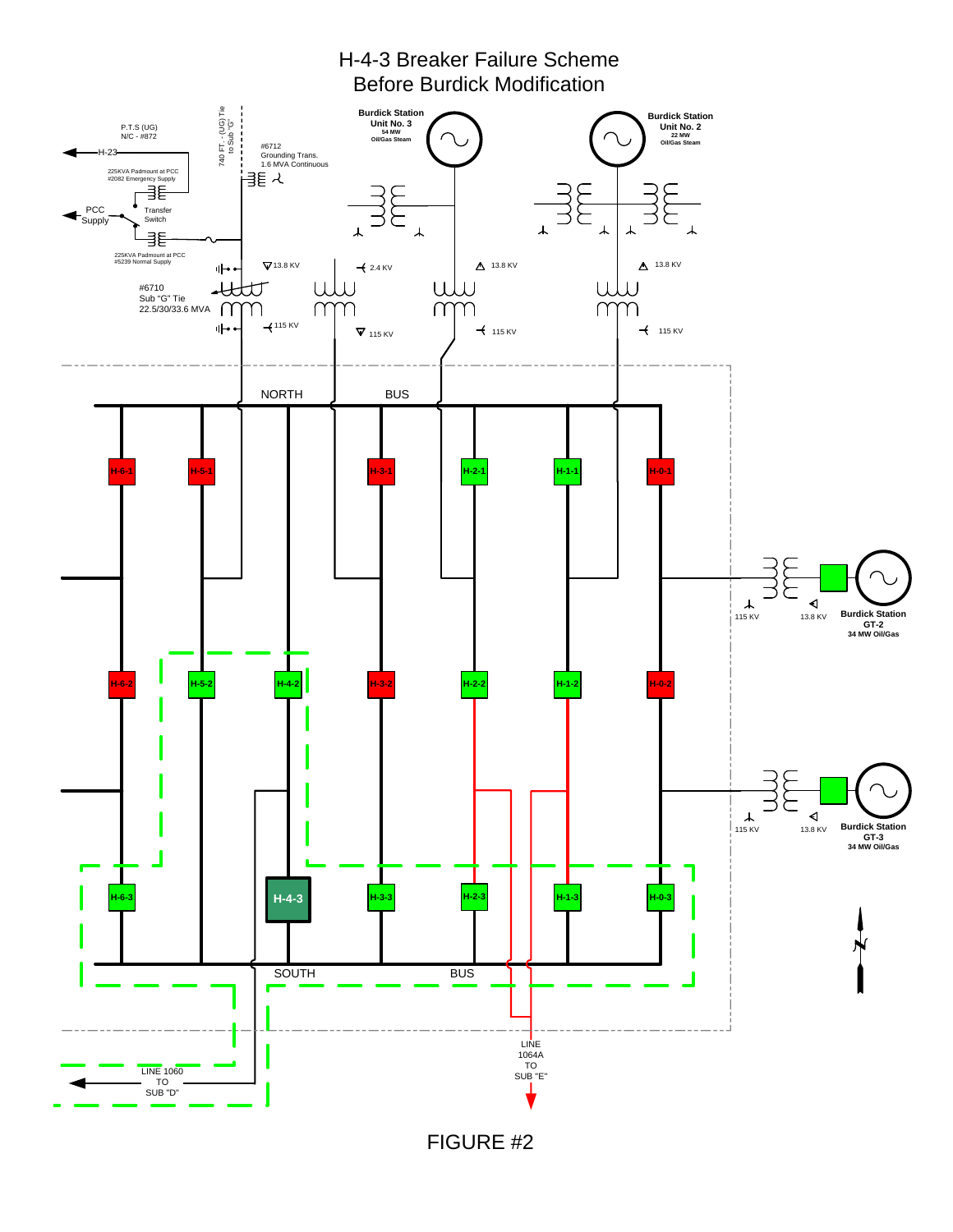# H-4-3 Breaker Failure Scheme
## Before Burdick Modification

P.T.S (UG)
N/C - #872

H-23

740 FT - (UG) Tie to Sub "G"

#6712
Grounding Trans.
1.6 MVA Continuous

225KVA Padmount at PCC
#2082 Emergency Supply

PCC Supply

Transfer Switch

225KVA Padmount at PCC
#5239 Normal Supply

13.8 KV

#6710
Sub "G" Tie
22.5/30/33.6 MVA

115 KV

Burdick Station
Unit No. 3
54 MW
Oil/Gas Steam

2.4 KV

115 KV

13.8 KV

115 KV

Burdick Station
Unit No. 2
22 MW
Oil/Gas Steam

13.8 KV

115 KV

NORTH BUS

H-6-1, H-5-1, H-3-1, H-2-1, H-1-1, H-0-1

H-6-2, H-5-2, H-4-2, H-3-2, H-2-2, H-1-2, H-0-2

H-6-3, H-4-3, H-3-3, H-2-3, H-1-3, H-0-3

SOUTH BUS

115 KV — 13.8 KV — Burdick Station GT-2 34 MW Oil/Gas

115 KV — 13.8 KV — Burdick Station GT-3 34 MW Oil/Gas

LINE 1060 TO SUB "D"

LINE 1064A TO SUB "E"

FIGURE #2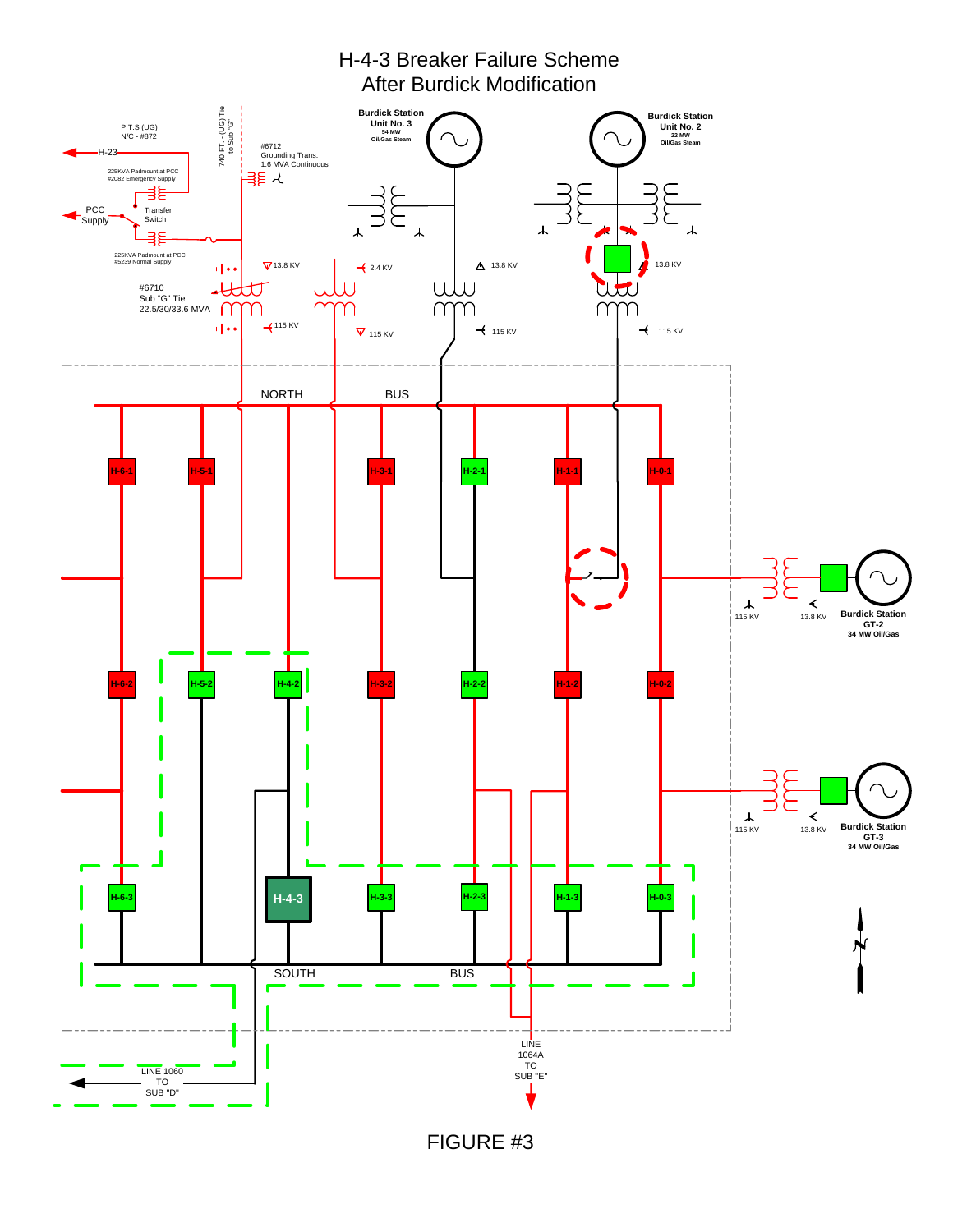# H-4-3 Breaker Failure Scheme
## After Burdick Modification

Burdick Station Unit No. 3
54 MW
Oil/Gas Steam

Burdick Station Unit No. 2
22 MW
Oil/Gas Steam

P.T.S (UG)
N/C - #872

H-23

740 FT - (UG) Tie to Sub "G"

#6712
Grounding Trans.
1.6 MVA Continuous

225KVA Padmount at PCC
#2082 Emergency Supply

PCC Supply

Transfer Switch

225KVA Padmount at PCC
#5239 Normal Supply

13.8 KV

2.4 KV

13.8 KV

13.8 KV

#6710
Sub "G" Tie
22.5/30/33.6 MVA

115 KV

115 KV

115 KV

115 KV

NORTH BUS

H-6-1 H-5-1 H-3-1 H-2-1 H-1-1 H-0-1

H-6-2 H-5-2 H-4-2 H-3-2 H-2-2 H-1-2 H-0-2

H-6-3 H-4-3 H-3-3 H-2-3 H-1-3 H-0-3

SOUTH BUS

115 KV
13.8 KV
Burdick Station
GT-2
34 MW Oil/Gas

115 KV
13.8 KV
Burdick Station
GT-3
34 MW Oil/Gas

LINE 1060
TO
SUB "D"

LINE
1064A
TO
SUB "E"

FIGURE #3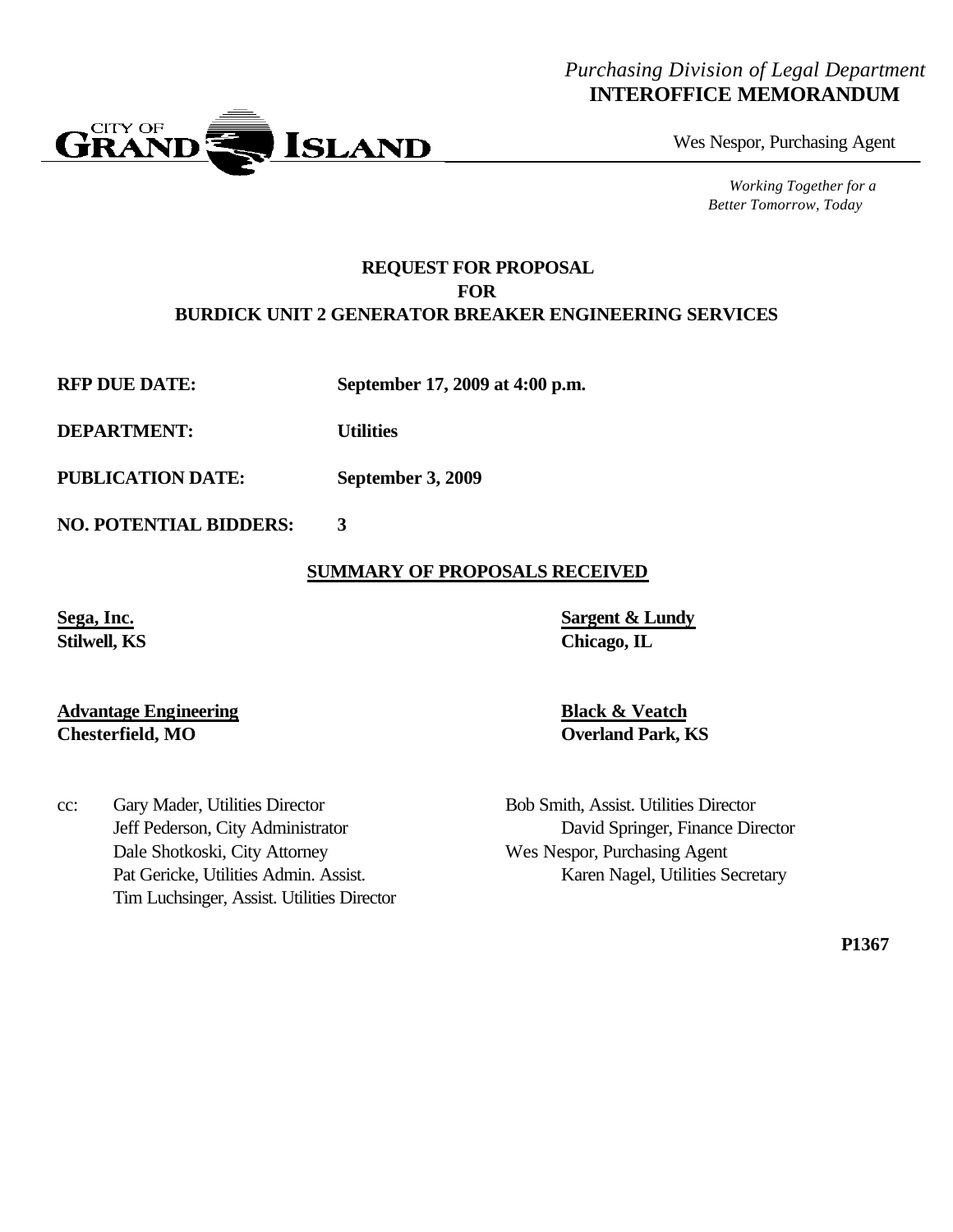*Purchasing Division of Legal Department*
**INTEROFFICE MEMORANDUM**

CITY OF GRAND ISLAND

Wes Nespor, Purchasing Agent

*Working Together for a Better Tomorrow, Today*

**REQUEST FOR PROPOSAL**
**FOR**
**BURDICK UNIT 2 GENERATOR BREAKER ENGINEERING SERVICES**

**RFP DUE DATE:** **September 17, 2009 at 4:00 p.m.**

**DEPARTMENT:** **Utilities**

**PUBLICATION DATE:** **September 3, 2009**

**NO. POTENTIAL BIDDERS:** **3**

**SUMMARY OF PROPOSALS RECEIVED**

**Sega, Inc.**
**Stilwell, KS**

**Sargent & Lundy**
**Chicago, IL**

**Advantage Engineering**
**Chesterfield, MO**

**Black & Veatch**
**Overland Park, KS**

cc:
Gary Mader, Utilities Director
Bob Smith, Assist. Utilities Director
Jeff Pederson, City Administrator
David Springer, Finance Director
Dale Shotkoski, City Attorney
Wes Nespor, Purchasing Agent
Pat Gericke, Utilities Admin. Assist.
Karen Nagel, Utilities Secretary
Tim Luchsinger, Assist. Utilities Director

**P1367**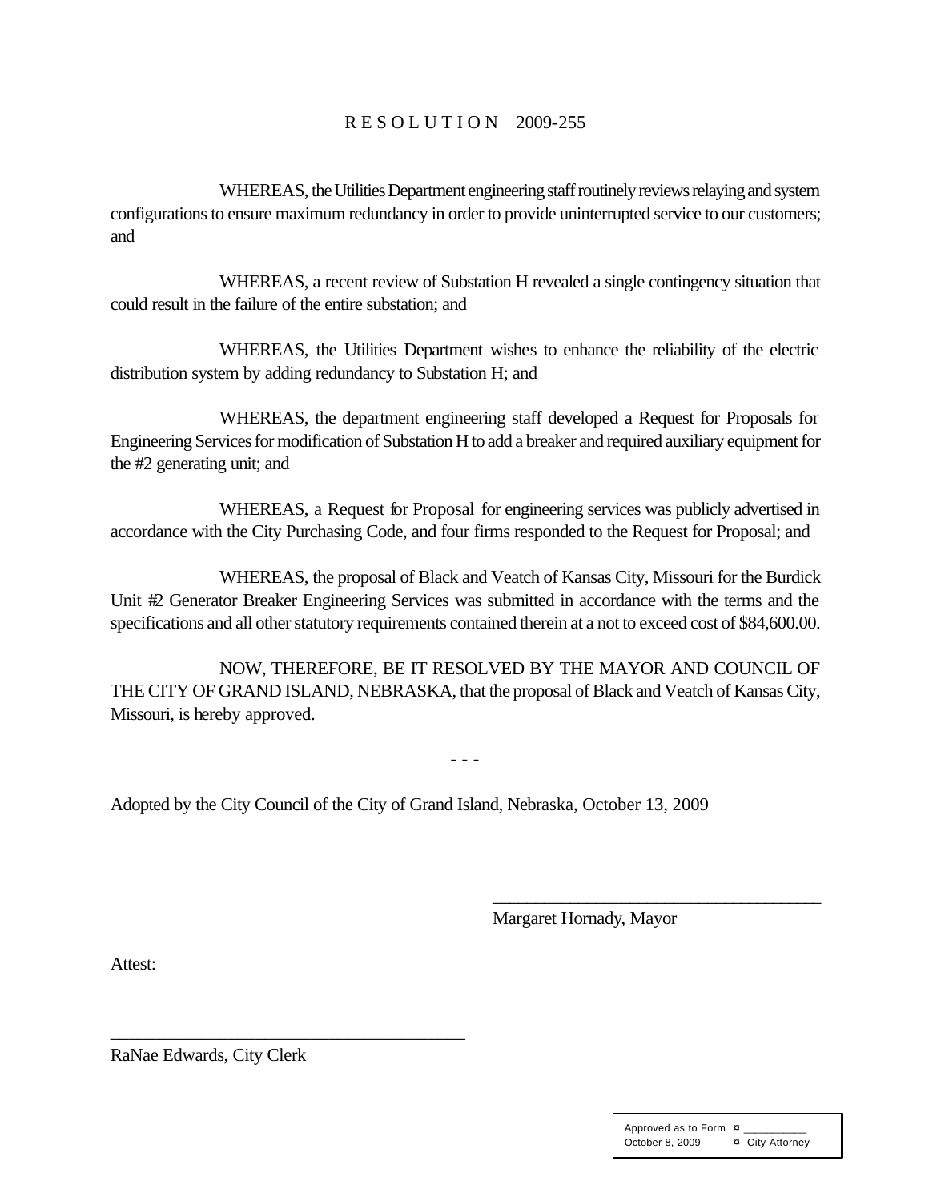# R E S O L U T I O N 2009-255

WHEREAS, the Utilities Department engineering staff routinely reviews relaying and system configurations to ensure maximum redundancy in order to provide uninterrupted service to our customers; and

WHEREAS, a recent review of Substation H revealed a single contingency situation that could result in the failure of the entire substation; and

WHEREAS, the Utilities Department wishes to enhance the reliability of the electric distribution system by adding redundancy to Substation H; and

WHEREAS, the department engineering staff developed a Request for Proposals for Engineering Services for modification of Substation H to add a breaker and required auxiliary equipment for the #2 generating unit; and

WHEREAS, a Request for Proposal for engineering services was publicly advertised in accordance with the City Purchasing Code, and four firms responded to the Request for Proposal; and

WHEREAS, the proposal of Black and Veatch of Kansas City, Missouri for the Burdick Unit #2 Generator Breaker Engineering Services was submitted in accordance with the terms and the specifications and all other statutory requirements contained therein at a not to exceed cost of $84,600.00.

NOW, THEREFORE, BE IT RESOLVED BY THE MAYOR AND COUNCIL OF THE CITY OF GRAND ISLAND, NEBRASKA, that the proposal of Black and Veatch of Kansas City, Missouri, is hereby approved.

- - -

Adopted by the City Council of the City of Grand Island, Nebraska, October 13, 2009

_______________________________________
Margaret Hornady, Mayor

Attest:

_______________________________________
RaNae Edwards, City Clerk

Approved as to Form ¤ ___________
October 8, 2009 ¤ City Attorney